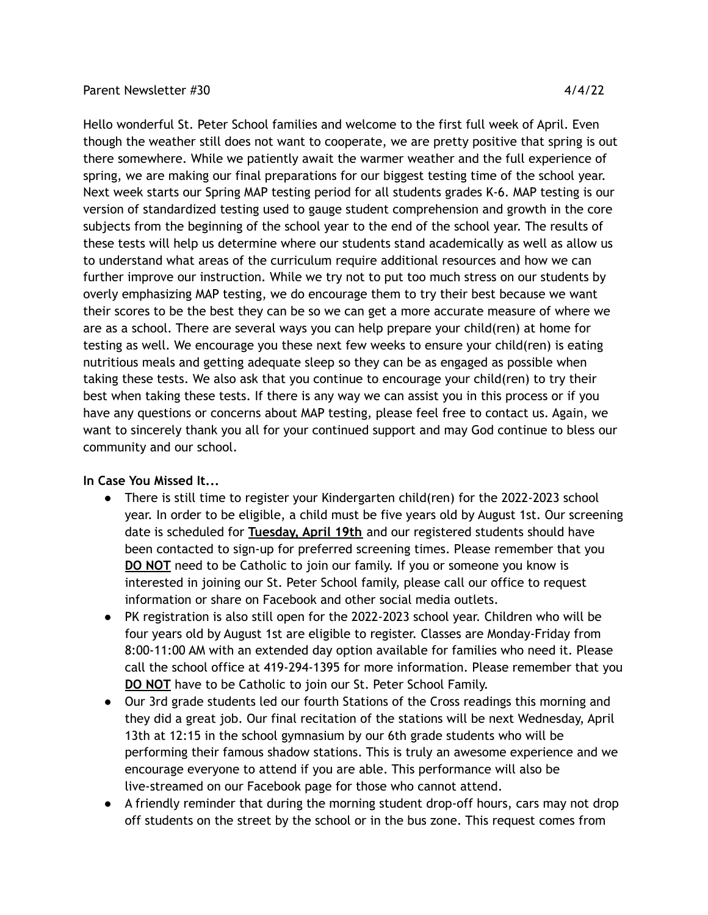Parent Newsletter #30 4/4/22

Hello wonderful St. Peter School families and welcome to the first full week of April. Even though the weather still does not want to cooperate, we are pretty positive that spring is out there somewhere. While we patiently await the warmer weather and the full experience of spring, we are making our final preparations for our biggest testing time of the school year. Next week starts our Spring MAP testing period for all students grades K-6. MAP testing is our version of standardized testing used to gauge student comprehension and growth in the core subjects from the beginning of the school year to the end of the school year. The results of these tests will help us determine where our students stand academically as well as allow us to understand what areas of the curriculum require additional resources and how we can further improve our instruction. While we try not to put too much stress on our students by overly emphasizing MAP testing, we do encourage them to try their best because we want their scores to be the best they can be so we can get a more accurate measure of where we are as a school. There are several ways you can help prepare your child(ren) at home for testing as well. We encourage you these next few weeks to ensure your child(ren) is eating nutritious meals and getting adequate sleep so they can be as engaged as possible when taking these tests. We also ask that you continue to encourage your child(ren) to try their best when taking these tests. If there is any way we can assist you in this process or if you have any questions or concerns about MAP testing, please feel free to contact us. Again, we want to sincerely thank you all for your continued support and may God continue to bless our community and our school.

**In Case You Missed It...**

- There is still time to register your Kindergarten child(ren) for the 2022-2023 school year. In order to be eligible, a child must be five years old by August 1st. Our screening date is scheduled for **Tuesday, April 19th** and our registered students should have been contacted to sign-up for preferred screening times. Please remember that you **DO NOT** need to be Catholic to join our family. If you or someone you know is interested in joining our St. Peter School family, please call our office to request information or share on Facebook and other social media outlets.
- PK registration is also still open for the 2022-2023 school year. Children who will be four years old by August 1st are eligible to register. Classes are Monday-Friday from 8:00-11:00 AM with an extended day option available for families who need it. Please call the school office at 419-294-1395 for more information. Please remember that you **DO NOT** have to be Catholic to join our St. Peter School Family.
- Our 3rd grade students led our fourth Stations of the Cross readings this morning and they did a great job. Our final recitation of the stations will be next Wednesday, April 13th at 12:15 in the school gymnasium by our 6th grade students who will be performing their famous shadow stations. This is truly an awesome experience and we encourage everyone to attend if you are able. This performance will also be live-streamed on our Facebook page for those who cannot attend.
- A friendly reminder that during the morning student drop-off hours, cars may not drop off students on the street by the school or in the bus zone. This request comes from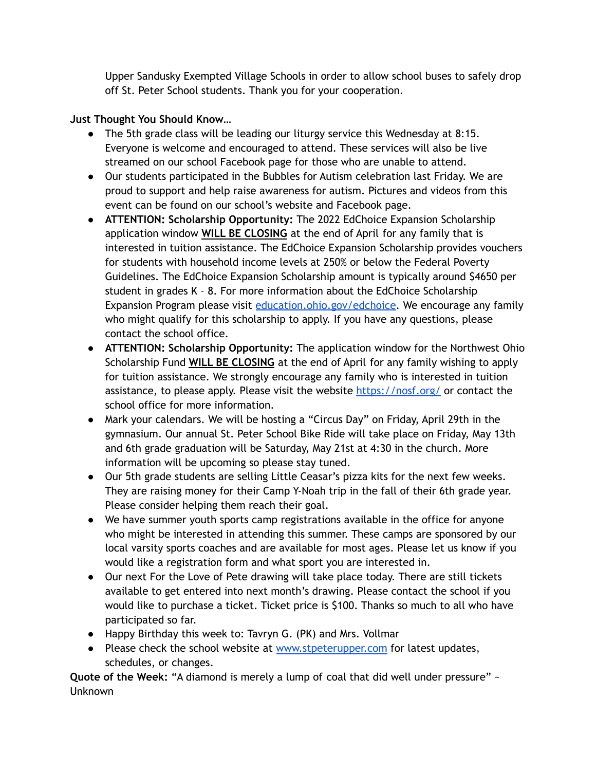Upper Sandusky Exempted Village Schools in order to allow school buses to safely drop off St. Peter School students. Thank you for your cooperation.

**Just Thought You Should Know…**

- The 5th grade class will be leading our liturgy service this Wednesday at 8:15. Everyone is welcome and encouraged to attend. These services will also be live streamed on our school Facebook page for those who are unable to attend.
- Our students participated in the Bubbles for Autism celebration last Friday. We are proud to support and help raise awareness for autism. Pictures and videos from this event can be found on our school's website and Facebook page.
- **ATTENTION: Scholarship Opportunity:** The 2022 EdChoice Expansion Scholarship application window **WILL BE CLOSING** at the end of April for any family that is interested in tuition assistance. The EdChoice Expansion Scholarship provides vouchers for students with household income levels at 250% or below the Federal Poverty Guidelines. The EdChoice Expansion Scholarship amount is typically around $4650 per student in grades K – 8. For more information about the EdChoice Scholarship Expansion Program please visit [education.ohio.gov/edchoice](education.ohio.gov/edchoice). We encourage any family who might qualify for this scholarship to apply. If you have any questions, please contact the school office.
- **ATTENTION: Scholarship Opportunity:** The application window for the Northwest Ohio Scholarship Fund **WILL BE CLOSING** at the end of April for any family wishing to apply for tuition assistance. We strongly encourage any family who is interested in tuition assistance, to please apply. Please visit the website [https://nosf.org/](https://nosf.org/) or contact the school office for more information.
- Mark your calendars. We will be hosting a "Circus Day" on Friday, April 29th in the gymnasium. Our annual St. Peter School Bike Ride will take place on Friday, May 13th and 6th grade graduation will be Saturday, May 21st at 4:30 in the church. More information will be upcoming so please stay tuned.
- Our 5th grade students are selling Little Ceasar's pizza kits for the next few weeks. They are raising money for their Camp Y-Noah trip in the fall of their 6th grade year. Please consider helping them reach their goal.
- We have summer youth sports camp registrations available in the office for anyone who might be interested in attending this summer. These camps are sponsored by our local varsity sports coaches and are available for most ages. Please let us know if you would like a registration form and what sport you are interested in.
- Our next For the Love of Pete drawing will take place today. There are still tickets available to get entered into next month's drawing. Please contact the school if you would like to purchase a ticket. Ticket price is $100. Thanks so much to all who have participated so far.
- Happy Birthday this week to: Tavryn G. (PK) and Mrs. Vollmar
- Please check the school website at [www.stpeterupper.com](www.stpeterupper.com) for latest updates, schedules, or changes.

**Quote of the Week:** "A diamond is merely a lump of coal that did well under pressure" ~ Unknown